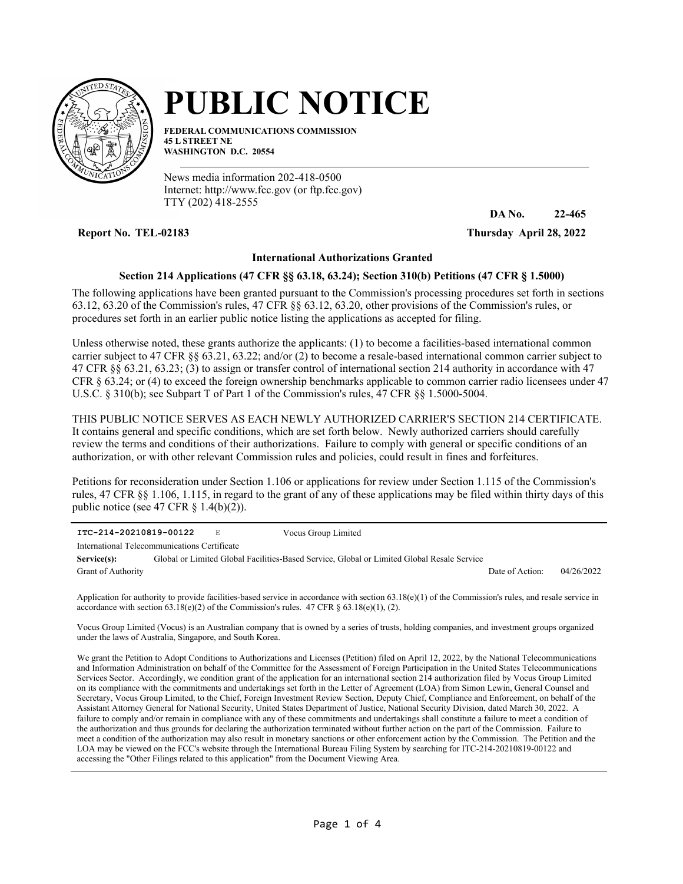# PUBLIC NOTICE

**FEDERAL COMMUNICATIONS COMMISSION**
**45 L STREET NE**
**WASHINGTON D.C. 20554**

News media information 202-418-0500
Internet: http://www.fcc.gov (or ftp.fcc.gov)
TTY (202) 418-2555

**DA No. 22-465**

**Report No. TEL-02183** **Thursday April 28, 2022**

### International Authorizations Granted

### Section 214 Applications (47 CFR §§ 63.18, 63.24); Section 310(b) Petitions (47 CFR § 1.5000)

The following applications have been granted pursuant to the Commission's processing procedures set forth in sections 63.12, 63.20 of the Commission's rules, 47 CFR §§ 63.12, 63.20, other provisions of the Commission's rules, or procedures set forth in an earlier public notice listing the applications as accepted for filing.

Unless otherwise noted, these grants authorize the applicants: (1) to become a facilities-based international common carrier subject to 47 CFR §§ 63.21, 63.22; and/or (2) to become a resale-based international common carrier subject to 47 CFR §§ 63.21, 63.23; (3) to assign or transfer control of international section 214 authority in accordance with 47 CFR § 63.24; or (4) to exceed the foreign ownership benchmarks applicable to common carrier radio licensees under 47 U.S.C. § 310(b); see Subpart T of Part 1 of the Commission's rules, 47 CFR §§ 1.5000-5004.

THIS PUBLIC NOTICE SERVES AS EACH NEWLY AUTHORIZED CARRIER'S SECTION 214 CERTIFICATE. It contains general and specific conditions, which are set forth below. Newly authorized carriers should carefully review the terms and conditions of their authorizations. Failure to comply with general or specific conditions of an authorization, or with other relevant Commission rules and policies, could result in fines and forfeitures.

Petitions for reconsideration under Section 1.106 or applications for review under Section 1.115 of the Commission's rules, 47 CFR §§ 1.106, 1.115, in regard to the grant of any of these applications may be filed within thirty days of this public notice (see 47 CFR § 1.4(b)(2)).

---

**ITC-214-20210819-00122** E Vocus Group Limited

International Telecommunications Certificate

**Service(s):** Global or Limited Global Facilities-Based Service, Global or Limited Global Resale Service

Grant of Authority Date of Action: 04/26/2022

Application for authority to provide facilities-based service in accordance with section 63.18(e)(1) of the Commission's rules, and resale service in accordance with section 63.18(e)(2) of the Commission's rules. 47 CFR § 63.18(e)(1), (2).

Vocus Group Limited (Vocus) is an Australian company that is owned by a series of trusts, holding companies, and investment groups organized under the laws of Australia, Singapore, and South Korea.

We grant the Petition to Adopt Conditions to Authorizations and Licenses (Petition) filed on April 12, 2022, by the National Telecommunications and Information Administration on behalf of the Committee for the Assessment of Foreign Participation in the United States Telecommunications Services Sector. Accordingly, we condition grant of the application for an international section 214 authorization filed by Vocus Group Limited on its compliance with the commitments and undertakings set forth in the Letter of Agreement (LOA) from Simon Lewin, General Counsel and Secretary, Vocus Group Limited, to the Chief, Foreign Investment Review Section, Deputy Chief, Compliance and Enforcement, on behalf of the Assistant Attorney General for National Security, United States Department of Justice, National Security Division, dated March 30, 2022. A failure to comply and/or remain in compliance with any of these commitments and undertakings shall constitute a failure to meet a condition of the authorization and thus grounds for declaring the authorization terminated without further action on the part of the Commission. Failure to meet a condition of the authorization may also result in monetary sanctions or other enforcement action by the Commission. The Petition and the LOA may be viewed on the FCC's website through the International Bureau Filing System by searching for ITC-214-20210819-00122 and accessing the "Other Filings related to this application" from the Document Viewing Area.

---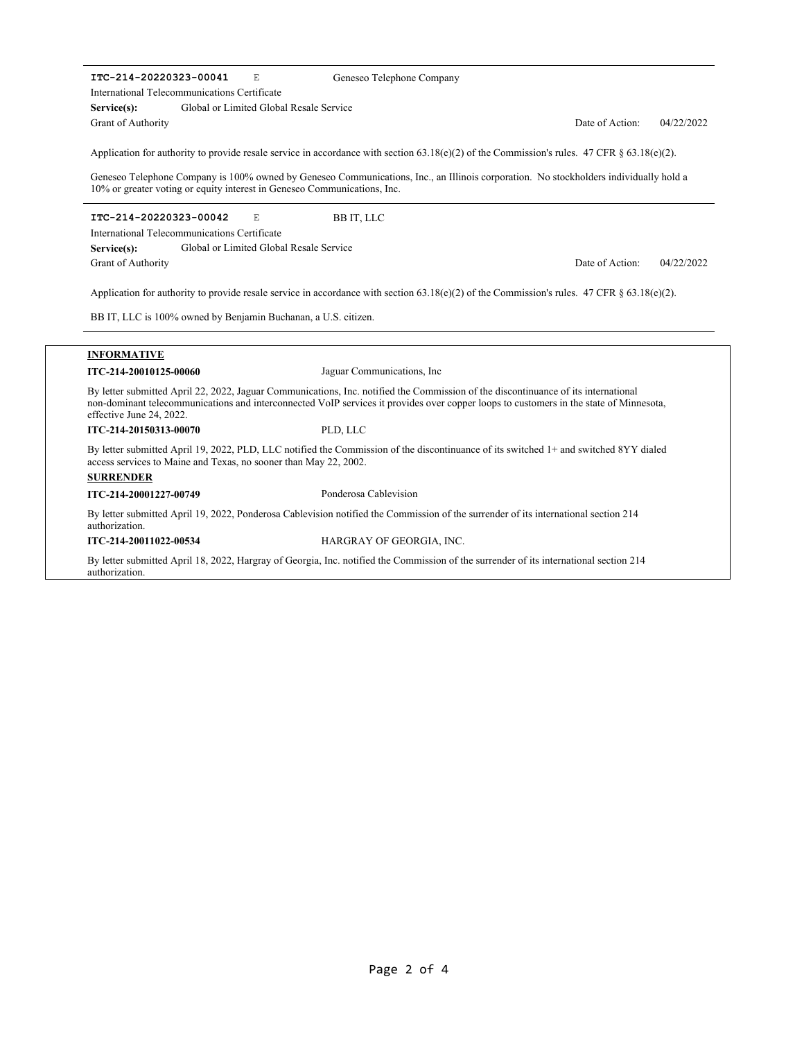**ITC-214-20220323-00041** E Geneseo Telephone Company

International Telecommunications Certificate

**Service(s):** Global or Limited Global Resale Service

Grant of Authority — Date of Action: 04/22/2022

Application for authority to provide resale service in accordance with section 63.18(e)(2) of the Commission's rules. 47 CFR § 63.18(e)(2).

Geneseo Telephone Company is 100% owned by Geneseo Communications, Inc., an Illinois corporation. No stockholders individually hold a 10% or greater voting or equity interest in Geneseo Communications, Inc.

---

**ITC-214-20220323-00042** E BB IT, LLC

International Telecommunications Certificate

**Service(s):** Global or Limited Global Resale Service

Grant of Authority — Date of Action: 04/22/2022

Application for authority to provide resale service in accordance with section 63.18(e)(2) of the Commission's rules. 47 CFR § 63.18(e)(2).

BB IT, LLC is 100% owned by Benjamin Buchanan, a U.S. citizen.

---

**INFORMATIVE**

**ITC-214-20010125-00060** Jaguar Communications, Inc

By letter submitted April 22, 2022, Jaguar Communications, Inc. notified the Commission of the discontinuance of its international non-dominant telecommunications and interconnected VoIP services it provides over copper loops to customers in the state of Minnesota, effective June 24, 2022.

**ITC-214-20150313-00070** PLD, LLC

By letter submitted April 19, 2022, PLD, LLC notified the Commission of the discontinuance of its switched 1+ and switched 8YY dialed access services to Maine and Texas, no sooner than May 22, 2002.

**SURRENDER**

**ITC-214-20001227-00749** Ponderosa Cablevision

By letter submitted April 19, 2022, Ponderosa Cablevision notified the Commission of the surrender of its international section 214 authorization.

**ITC-214-20011022-00534** HARGRAY OF GEORGIA, INC.

By letter submitted April 18, 2022, Hargray of Georgia, Inc. notified the Commission of the surrender of its international section 214 authorization.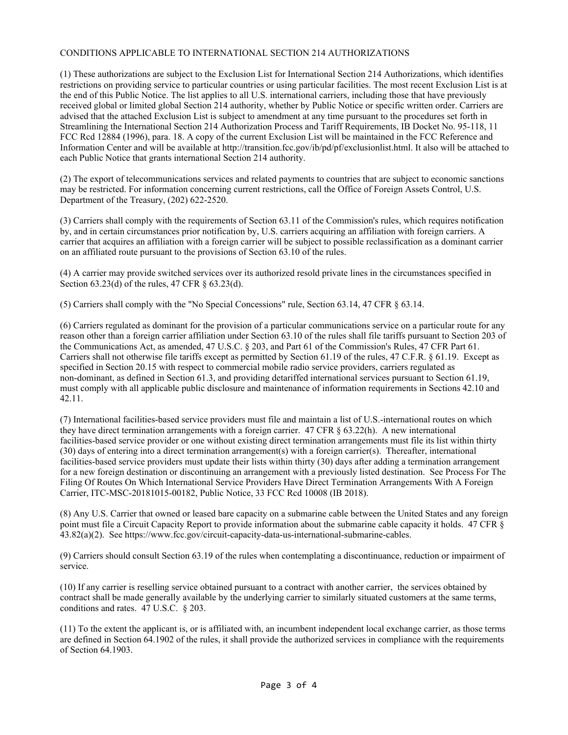CONDITIONS APPLICABLE TO INTERNATIONAL SECTION 214 AUTHORIZATIONS

(1) These authorizations are subject to the Exclusion List for International Section 214 Authorizations, which identifies restrictions on providing service to particular countries or using particular facilities. The most recent Exclusion List is at the end of this Public Notice. The list applies to all U.S. international carriers, including those that have previously received global or limited global Section 214 authority, whether by Public Notice or specific written order. Carriers are advised that the attached Exclusion List is subject to amendment at any time pursuant to the procedures set forth in Streamlining the International Section 214 Authorization Process and Tariff Requirements, IB Docket No. 95-118, 11 FCC Rcd 12884 (1996), para. 18. A copy of the current Exclusion List will be maintained in the FCC Reference and Information Center and will be available at http://transition.fcc.gov/ib/pd/pf/exclusionlist.html. It also will be attached to each Public Notice that grants international Section 214 authority.

(2) The export of telecommunications services and related payments to countries that are subject to economic sanctions may be restricted. For information concerning current restrictions, call the Office of Foreign Assets Control, U.S. Department of the Treasury, (202) 622-2520.

(3) Carriers shall comply with the requirements of Section 63.11 of the Commission's rules, which requires notification by, and in certain circumstances prior notification by, U.S. carriers acquiring an affiliation with foreign carriers. A carrier that acquires an affiliation with a foreign carrier will be subject to possible reclassification as a dominant carrier on an affiliated route pursuant to the provisions of Section 63.10 of the rules.

(4) A carrier may provide switched services over its authorized resold private lines in the circumstances specified in Section 63.23(d) of the rules, 47 CFR § 63.23(d).

(5) Carriers shall comply with the "No Special Concessions" rule, Section 63.14, 47 CFR § 63.14.

(6) Carriers regulated as dominant for the provision of a particular communications service on a particular route for any reason other than a foreign carrier affiliation under Section 63.10 of the rules shall file tariffs pursuant to Section 203 of the Communications Act, as amended, 47 U.S.C. § 203, and Part 61 of the Commission's Rules, 47 CFR Part 61. Carriers shall not otherwise file tariffs except as permitted by Section 61.19 of the rules, 47 C.F.R. § 61.19. Except as specified in Section 20.15 with respect to commercial mobile radio service providers, carriers regulated as non-dominant, as defined in Section 61.3, and providing detariffed international services pursuant to Section 61.19, must comply with all applicable public disclosure and maintenance of information requirements in Sections 42.10 and 42.11.

(7) International facilities-based service providers must file and maintain a list of U.S.-international routes on which they have direct termination arrangements with a foreign carrier. 47 CFR § 63.22(h). A new international facilities-based service provider or one without existing direct termination arrangements must file its list within thirty (30) days of entering into a direct termination arrangement(s) with a foreign carrier(s). Thereafter, international facilities-based service providers must update their lists within thirty (30) days after adding a termination arrangement for a new foreign destination or discontinuing an arrangement with a previously listed destination. See Process For The Filing Of Routes On Which International Service Providers Have Direct Termination Arrangements With A Foreign Carrier, ITC-MSC-20181015-00182, Public Notice, 33 FCC Rcd 10008 (IB 2018).

(8) Any U.S. Carrier that owned or leased bare capacity on a submarine cable between the United States and any foreign point must file a Circuit Capacity Report to provide information about the submarine cable capacity it holds. 47 CFR § 43.82(a)(2). See https://www.fcc.gov/circuit-capacity-data-us-international-submarine-cables.

(9) Carriers should consult Section 63.19 of the rules when contemplating a discontinuance, reduction or impairment of service.

(10) If any carrier is reselling service obtained pursuant to a contract with another carrier, the services obtained by contract shall be made generally available by the underlying carrier to similarly situated customers at the same terms, conditions and rates. 47 U.S.C. § 203.

(11) To the extent the applicant is, or is affiliated with, an incumbent independent local exchange carrier, as those terms are defined in Section 64.1902 of the rules, it shall provide the authorized services in compliance with the requirements of Section 64.1903.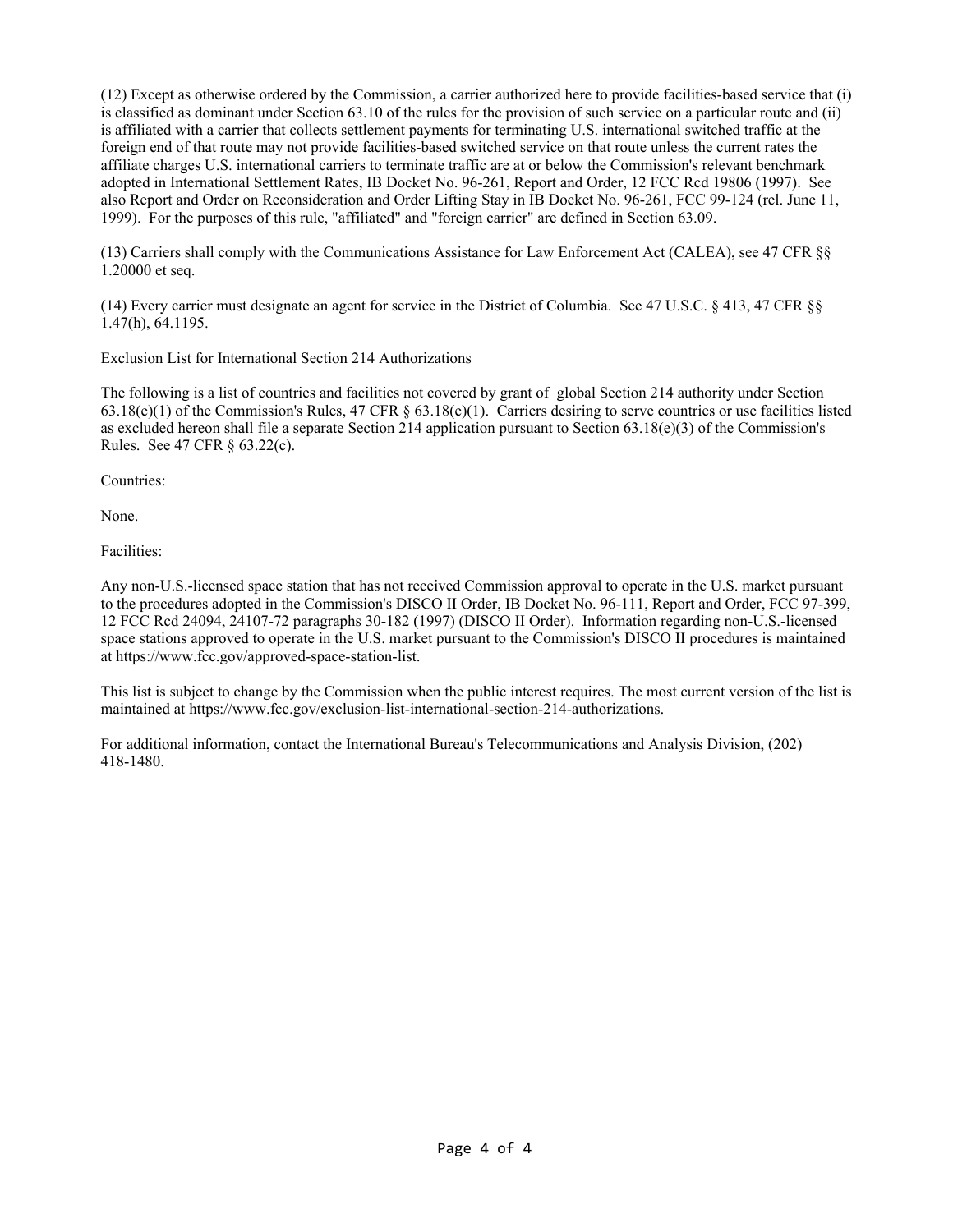(12) Except as otherwise ordered by the Commission, a carrier authorized here to provide facilities-based service that (i) is classified as dominant under Section 63.10 of the rules for the provision of such service on a particular route and (ii) is affiliated with a carrier that collects settlement payments for terminating U.S. international switched traffic at the foreign end of that route may not provide facilities-based switched service on that route unless the current rates the affiliate charges U.S. international carriers to terminate traffic are at or below the Commission's relevant benchmark adopted in International Settlement Rates, IB Docket No. 96-261, Report and Order, 12 FCC Rcd 19806 (1997). See also Report and Order on Reconsideration and Order Lifting Stay in IB Docket No. 96-261, FCC 99-124 (rel. June 11, 1999). For the purposes of this rule, "affiliated" and "foreign carrier" are defined in Section 63.09.

(13) Carriers shall comply with the Communications Assistance for Law Enforcement Act (CALEA), see 47 CFR §§ 1.20000 et seq.

(14) Every carrier must designate an agent for service in the District of Columbia. See 47 U.S.C. § 413, 47 CFR §§ 1.47(h), 64.1195.

Exclusion List for International Section 214 Authorizations

The following is a list of countries and facilities not covered by grant of global Section 214 authority under Section 63.18(e)(1) of the Commission's Rules, 47 CFR § 63.18(e)(1). Carriers desiring to serve countries or use facilities listed as excluded hereon shall file a separate Section 214 application pursuant to Section 63.18(e)(3) of the Commission's Rules. See 47 CFR § 63.22(c).

Countries:

None.

Facilities:

Any non-U.S.-licensed space station that has not received Commission approval to operate in the U.S. market pursuant to the procedures adopted in the Commission's DISCO II Order, IB Docket No. 96-111, Report and Order, FCC 97-399, 12 FCC Rcd 24094, 24107-72 paragraphs 30-182 (1997) (DISCO II Order). Information regarding non-U.S.-licensed space stations approved to operate in the U.S. market pursuant to the Commission's DISCO II procedures is maintained at https://www.fcc.gov/approved-space-station-list.

This list is subject to change by the Commission when the public interest requires. The most current version of the list is maintained at https://www.fcc.gov/exclusion-list-international-section-214-authorizations.

For additional information, contact the International Bureau's Telecommunications and Analysis Division, (202) 418-1480.